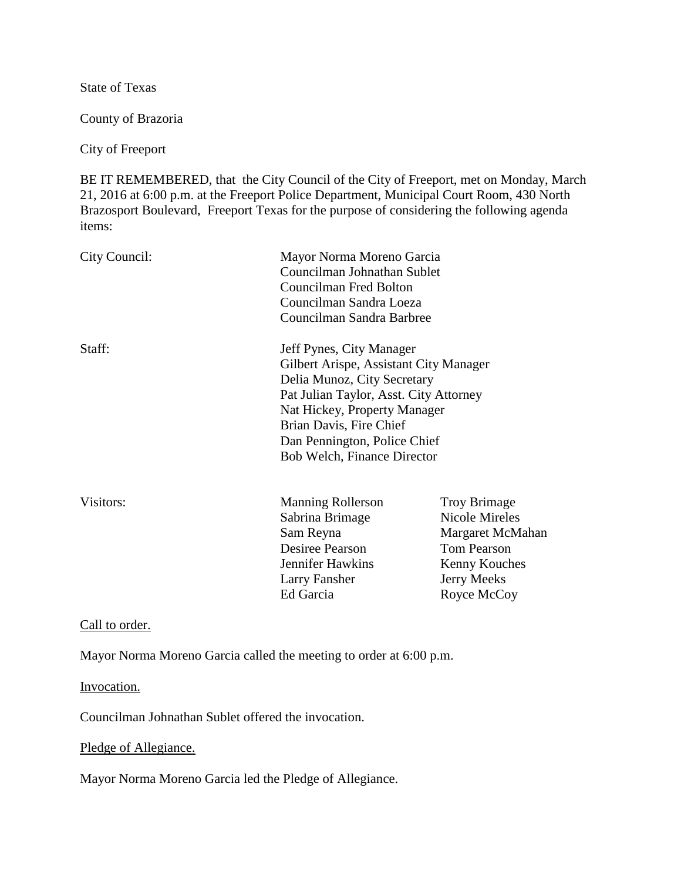State of Texas

County of Brazoria

City of Freeport

BE IT REMEMBERED, that the City Council of the City of Freeport, met on Monday, March 21, 2016 at 6:00 p.m. at the Freeport Police Department, Municipal Court Room, 430 North Brazosport Boulevard, Freeport Texas for the purpose of considering the following agenda items:

City Council:
Mayor Norma Moreno Garcia
Councilman Johnathan Sublet
Councilman Fred Bolton
Councilman Sandra Loeza
Councilman Sandra Barbree

Staff:
Jeff Pynes, City Manager
Gilbert Arispe, Assistant City Manager
Delia Munoz, City Secretary
Pat Julian Taylor, Asst. City Attorney
Nat Hickey, Property Manager
Brian Davis, Fire Chief
Dan Pennington, Police Chief
Bob Welch, Finance Director

Visitors:

| | |
|---|---|
| Manning Rollerson | Troy Brimage |
| Sabrina Brimage | Nicole Mireles |
| Sam Reyna | Margaret McMahan |
| Desiree Pearson | Tom Pearson |
| Jennifer Hawkins | Kenny Kouches |
| Larry Fansher | Jerry Meeks |
| Ed Garcia | Royce McCoy |

Call to order.

Mayor Norma Moreno Garcia called the meeting to order at 6:00 p.m.

Invocation.

Councilman Johnathan Sublet offered the invocation.

Pledge of Allegiance.

Mayor Norma Moreno Garcia led the Pledge of Allegiance.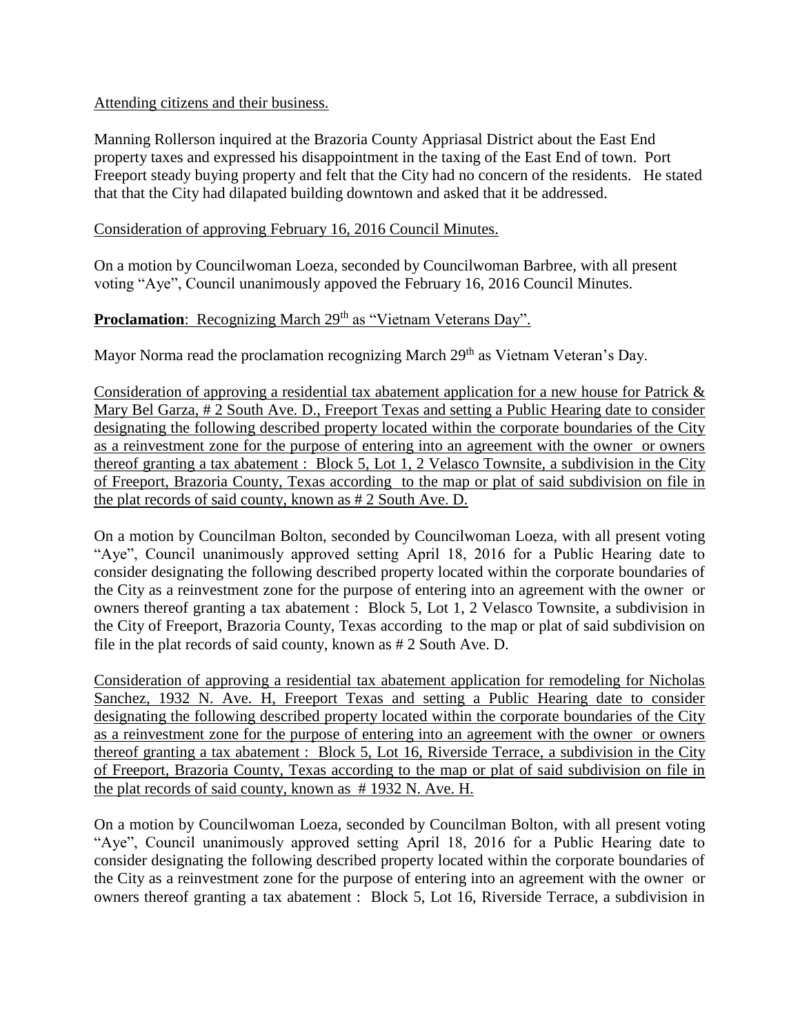Attending citizens and their business.

Manning Rollerson inquired at the Brazoria County Appriasal District about the East End property taxes and expressed his disappointment in the taxing of the East End of town. Port Freeport steady buying property and felt that the City had no concern of the residents. He stated that that the City had dilapated building downtown and asked that it be addressed.

Consideration of approving February 16, 2016 Council Minutes.

On a motion by Councilwoman Loeza, seconded by Councilwoman Barbree, with all present voting "Aye", Council unanimously appoved the February 16, 2016 Council Minutes.

**Proclamation**: Recognizing March 29th as "Vietnam Veterans Day".

Mayor Norma read the proclamation recognizing March 29th as Vietnam Veteran's Day.

Consideration of approving a residential tax abatement application for a new house for Patrick & Mary Bel Garza, # 2 South Ave. D., Freeport Texas and setting a Public Hearing date to consider designating the following described property located within the corporate boundaries of the City as a reinvestment zone for the purpose of entering into an agreement with the owner or owners thereof granting a tax abatement : Block 5, Lot 1, 2 Velasco Townsite, a subdivision in the City of Freeport, Brazoria County, Texas according to the map or plat of said subdivision on file in the plat records of said county, known as # 2 South Ave. D.

On a motion by Councilman Bolton, seconded by Councilwoman Loeza, with all present voting "Aye", Council unanimously approved setting April 18, 2016 for a Public Hearing date to consider designating the following described property located within the corporate boundaries of the City as a reinvestment zone for the purpose of entering into an agreement with the owner or owners thereof granting a tax abatement : Block 5, Lot 1, 2 Velasco Townsite, a subdivision in the City of Freeport, Brazoria County, Texas according to the map or plat of said subdivision on file in the plat records of said county, known as # 2 South Ave. D.

Consideration of approving a residential tax abatement application for remodeling for Nicholas Sanchez, 1932 N. Ave. H, Freeport Texas and setting a Public Hearing date to consider designating the following described property located within the corporate boundaries of the City as a reinvestment zone for the purpose of entering into an agreement with the owner or owners thereof granting a tax abatement : Block 5, Lot 16, Riverside Terrace, a subdivision in the City of Freeport, Brazoria County, Texas according to the map or plat of said subdivision on file in the plat records of said county, known as # 1932 N. Ave. H.

On a motion by Councilwoman Loeza, seconded by Councilman Bolton, with all present voting "Aye", Council unanimously approved setting April 18, 2016 for a Public Hearing date to consider designating the following described property located within the corporate boundaries of the City as a reinvestment zone for the purpose of entering into an agreement with the owner or owners thereof granting a tax abatement : Block 5, Lot 16, Riverside Terrace, a subdivision in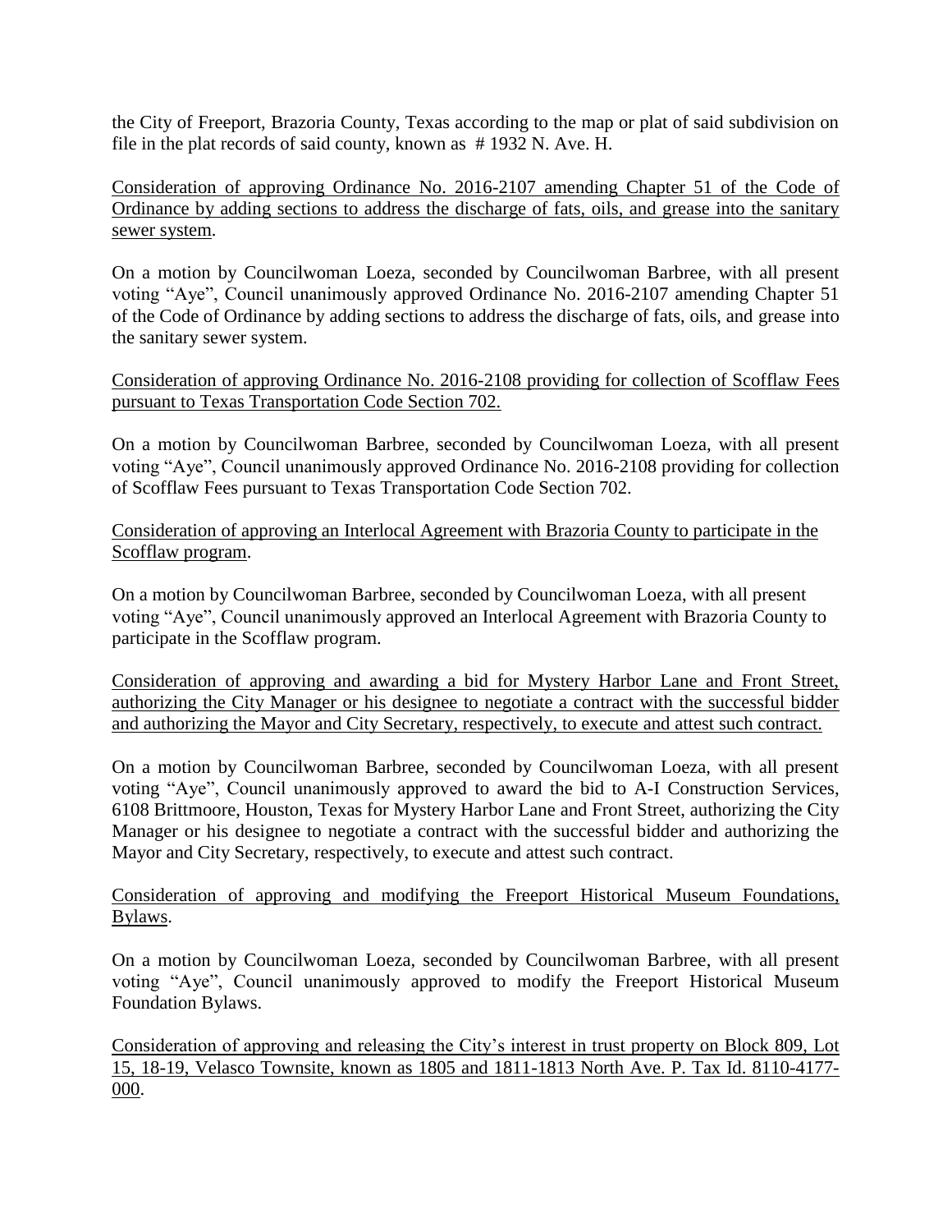the City of Freeport, Brazoria County, Texas according to the map or plat of said subdivision on file in the plat records of said county, known as # 1932 N. Ave. H.

<u>Consideration of approving Ordinance No. 2016-2107 amending Chapter 51 of the Code of Ordinance by adding sections to address the discharge of fats, oils, and grease into the sanitary sewer system</u>.

On a motion by Councilwoman Loeza, seconded by Councilwoman Barbree, with all present voting "Aye", Council unanimously approved Ordinance No. 2016-2107 amending Chapter 51 of the Code of Ordinance by adding sections to address the discharge of fats, oils, and grease into the sanitary sewer system.

<u>Consideration of approving Ordinance No. 2016-2108 providing for collection of Scofflaw Fees pursuant to Texas Transportation Code Section 702.</u>

On a motion by Councilwoman Barbree, seconded by Councilwoman Loeza, with all present voting "Aye", Council unanimously approved Ordinance No. 2016-2108 providing for collection of Scofflaw Fees pursuant to Texas Transportation Code Section 702.

<u>Consideration of approving an Interlocal Agreement with Brazoria County to participate in the Scofflaw program</u>.

On a motion by Councilwoman Barbree, seconded by Councilwoman Loeza, with all present voting "Aye", Council unanimously approved an Interlocal Agreement with Brazoria County to participate in the Scofflaw program.

<u>Consideration of approving and awarding a bid for Mystery Harbor Lane and Front Street, authorizing the City Manager or his designee to negotiate a contract with the successful bidder and authorizing the Mayor and City Secretary, respectively, to execute and attest such contract.</u>

On a motion by Councilwoman Barbree, seconded by Councilwoman Loeza, with all present voting "Aye", Council unanimously approved to award the bid to A-I Construction Services, 6108 Brittmoore, Houston, Texas for Mystery Harbor Lane and Front Street, authorizing the City Manager or his designee to negotiate a contract with the successful bidder and authorizing the Mayor and City Secretary, respectively, to execute and attest such contract.

<u>Consideration of approving and modifying the Freeport Historical Museum Foundations, Bylaws</u>.

On a motion by Councilwoman Loeza, seconded by Councilwoman Barbree, with all present voting "Aye", Council unanimously approved to modify the Freeport Historical Museum Foundation Bylaws.

<u>Consideration of approving and releasing the City's interest in trust property on Block 809, Lot 15, 18-19, Velasco Townsite, known as 1805 and 1811-1813 North Ave. P. Tax Id. 8110-4177-000</u>.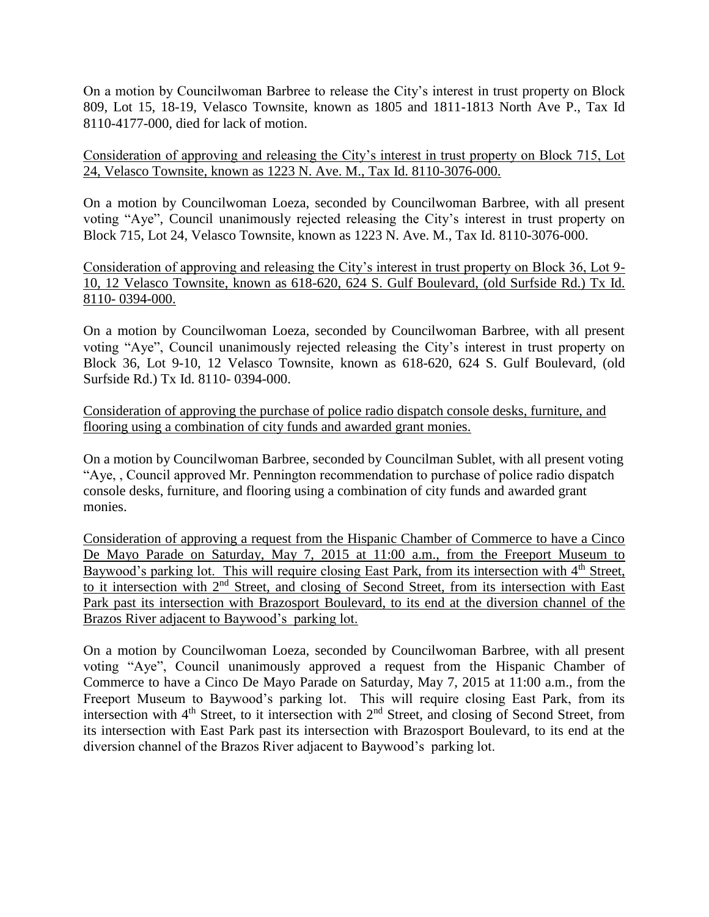On a motion by Councilwoman Barbree to release the City's interest in trust property on Block 809, Lot 15, 18-19, Velasco Townsite, known as 1805 and 1811-1813 North Ave P., Tax Id 8110-4177-000, died for lack of motion.

Consideration of approving and releasing the City's interest in trust property on Block 715, Lot 24, Velasco Townsite, known as 1223 N. Ave. M., Tax Id. 8110-3076-000.

On a motion by Councilwoman Loeza, seconded by Councilwoman Barbree, with all present voting "Aye", Council unanimously rejected releasing the City's interest in trust property on Block 715, Lot 24, Velasco Townsite, known as 1223 N. Ave. M., Tax Id. 8110-3076-000.

Consideration of approving and releasing the City's interest in trust property on Block 36, Lot 9-10, 12 Velasco Townsite, known as 618-620, 624 S. Gulf Boulevard, (old Surfside Rd.) Tx Id. 8110- 0394-000.

On a motion by Councilwoman Loeza, seconded by Councilwoman Barbree, with all present voting "Aye", Council unanimously rejected releasing the City's interest in trust property on Block 36, Lot 9-10, 12 Velasco Townsite, known as 618-620, 624 S. Gulf Boulevard, (old Surfside Rd.) Tx Id. 8110- 0394-000.

Consideration of approving the purchase of police radio dispatch console desks, furniture, and flooring using a combination of city funds and awarded grant monies.

On a motion by Councilwoman Barbree, seconded by Councilman Sublet, with all present voting "Aye, , Council approved Mr. Pennington recommendation to purchase of police radio dispatch console desks, furniture, and flooring using a combination of city funds and awarded grant monies.

Consideration of approving a request from the Hispanic Chamber of Commerce to have a Cinco De Mayo Parade on Saturday, May 7, 2015 at 11:00 a.m., from the Freeport Museum to Baywood's parking lot. This will require closing East Park, from its intersection with 4th Street, to it intersection with 2nd Street, and closing of Second Street, from its intersection with East Park past its intersection with Brazosport Boulevard, to its end at the diversion channel of the Brazos River adjacent to Baywood's parking lot.

On a motion by Councilwoman Loeza, seconded by Councilwoman Barbree, with all present voting "Aye", Council unanimously approved a request from the Hispanic Chamber of Commerce to have a Cinco De Mayo Parade on Saturday, May 7, 2015 at 11:00 a.m., from the Freeport Museum to Baywood's parking lot. This will require closing East Park, from its intersection with 4th Street, to it intersection with 2nd Street, and closing of Second Street, from its intersection with East Park past its intersection with Brazosport Boulevard, to its end at the diversion channel of the Brazos River adjacent to Baywood's parking lot.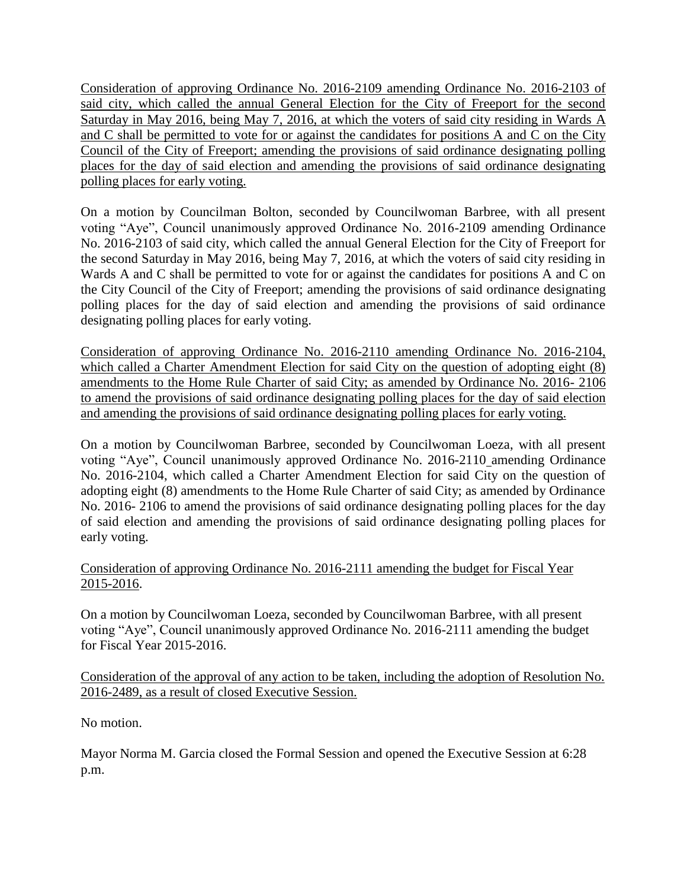Consideration of approving Ordinance No. 2016-2109 amending Ordinance No. 2016-2103 of said city, which called the annual General Election for the City of Freeport for the second Saturday in May 2016, being May 7, 2016, at which the voters of said city residing in Wards A and C shall be permitted to vote for or against the candidates for positions A and C on the City Council of the City of Freeport; amending the provisions of said ordinance designating polling places for the day of said election and amending the provisions of said ordinance designating polling places for early voting.

On a motion by Councilman Bolton, seconded by Councilwoman Barbree, with all present voting "Aye", Council unanimously approved Ordinance No. 2016-2109 amending Ordinance No. 2016-2103 of said city, which called the annual General Election for the City of Freeport for the second Saturday in May 2016, being May 7, 2016, at which the voters of said city residing in Wards A and C shall be permitted to vote for or against the candidates for positions A and C on the City Council of the City of Freeport; amending the provisions of said ordinance designating polling places for the day of said election and amending the provisions of said ordinance designating polling places for early voting.

Consideration of approving Ordinance No. 2016-2110 amending Ordinance No. 2016-2104, which called a Charter Amendment Election for said City on the question of adopting eight (8) amendments to the Home Rule Charter of said City; as amended by Ordinance No. 2016- 2106 to amend the provisions of said ordinance designating polling places for the day of said election and amending the provisions of said ordinance designating polling places for early voting.

On a motion by Councilwoman Barbree, seconded by Councilwoman Loeza, with all present voting "Aye", Council unanimously approved Ordinance No. 2016-2110 amending Ordinance No. 2016-2104, which called a Charter Amendment Election for said City on the question of adopting eight (8) amendments to the Home Rule Charter of said City; as amended by Ordinance No. 2016- 2106 to amend the provisions of said ordinance designating polling places for the day of said election and amending the provisions of said ordinance designating polling places for early voting.

Consideration of approving Ordinance No. 2016-2111 amending the budget for Fiscal Year 2015-2016.

On a motion by Councilwoman Loeza, seconded by Councilwoman Barbree, with all present voting "Aye", Council unanimously approved Ordinance No. 2016-2111 amending the budget for Fiscal Year 2015-2016.

Consideration of the approval of any action to be taken, including the adoption of Resolution No. 2016-2489, as a result of closed Executive Session.

No motion.

Mayor Norma M. Garcia closed the Formal Session and opened the Executive Session at 6:28 p.m.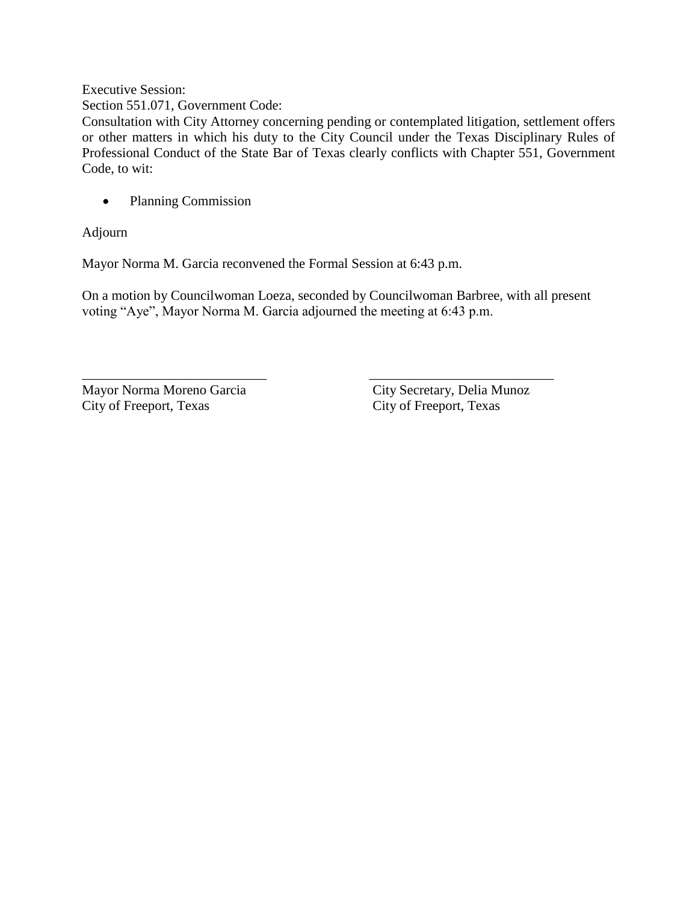Executive Session:
Section 551.071, Government Code:
Consultation with City Attorney concerning pending or contemplated litigation, settlement offers or other matters in which his duty to the City Council under the Texas Disciplinary Rules of Professional Conduct of the State Bar of Texas clearly conflicts with Chapter 551, Government Code, to wit:

- Planning Commission

Adjourn

Mayor Norma M. Garcia reconvened the Formal Session at 6:43 p.m.

On a motion by Councilwoman Loeza, seconded by Councilwoman Barbree, with all present voting "Aye", Mayor Norma M. Garcia adjourned the meeting at 6:43 p.m.

| | |
|---|---|
| ___________________________ | ___________________________ |
| Mayor Norma Moreno Garcia | City Secretary, Delia Munoz |
| City of Freeport, Texas | City of Freeport, Texas |